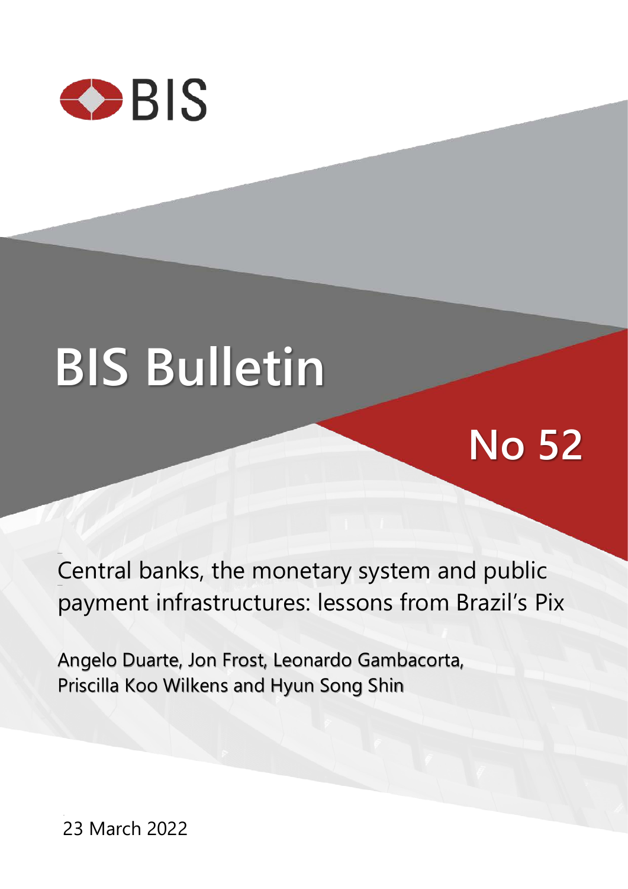BIS

# BIS Bulletin

## No 52

Central banks, the monetary system and public payment infrastructures: lessons from Brazil's Pix

Angelo Duarte, Jon Frost, Leonardo Gambacorta, Priscilla Koo Wilkens and Hyun Song Shin

23 March 2022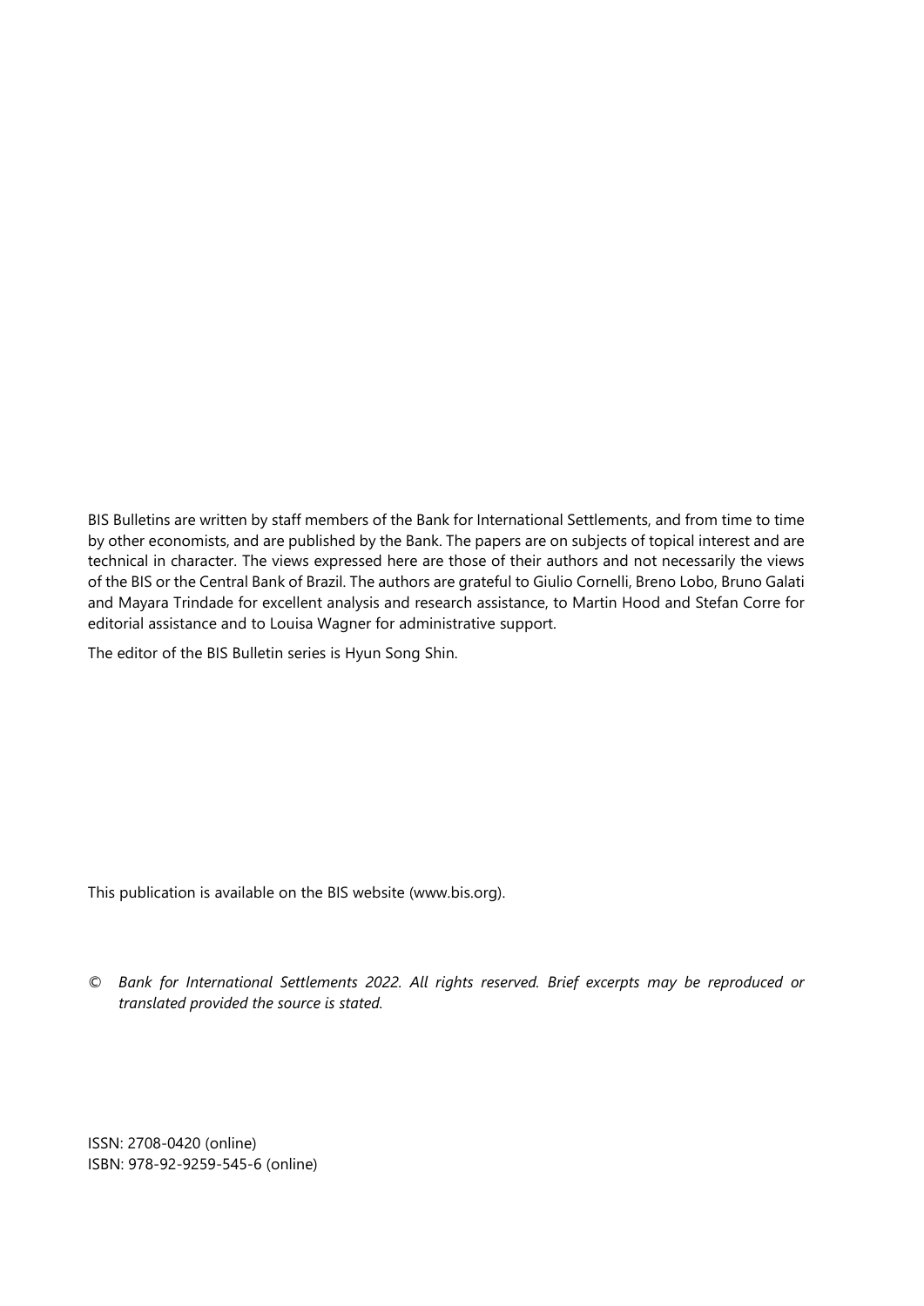BIS Bulletins are written by staff members of the Bank for International Settlements, and from time to time by other economists, and are published by the Bank. The papers are on subjects of topical interest and are technical in character. The views expressed here are those of their authors and not necessarily the views of the BIS or the Central Bank of Brazil. The authors are grateful to Giulio Cornelli, Breno Lobo, Bruno Galati and Mayara Trindade for excellent analysis and research assistance, to Martin Hood and Stefan Corre for editorial assistance and to Louisa Wagner for administrative support.

The editor of the BIS Bulletin series is Hyun Song Shin.

This publication is available on the BIS website (www.bis.org).

© *Bank for International Settlements 2022. All rights reserved. Brief excerpts may be reproduced or translated provided the source is stated.*

ISSN: 2708-0420 (online)
ISBN: 978-92-9259-545-6 (online)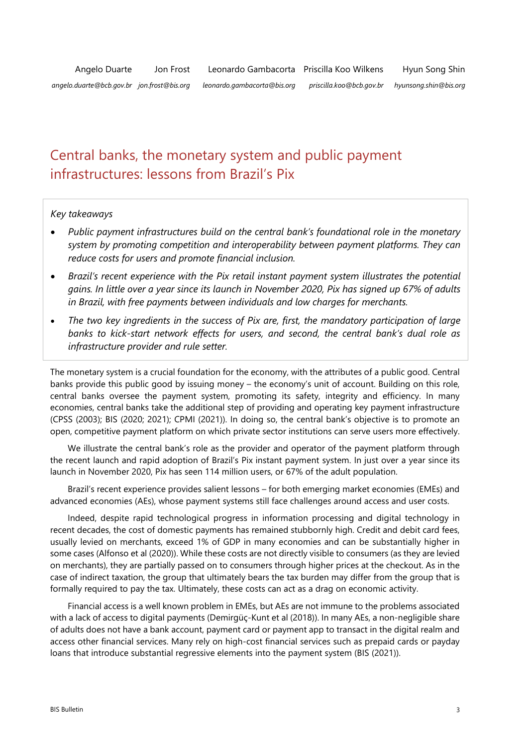Angelo Duarte — angelo.duarte@bcb.gov.br
Jon Frost — jon.frost@bis.org
Leonardo Gambacorta — leonardo.gambacorta@bis.org
Priscilla Koo Wilkens — priscilla.koo@bcb.gov.br
Hyun Song Shin — hyunsong.shin@bis.org

# Central banks, the monetary system and public payment infrastructures: lessons from Brazil's Pix

*Key takeaways*

- *Public payment infrastructures build on the central bank's foundational role in the monetary system by promoting competition and interoperability between payment platforms. They can reduce costs for users and promote financial inclusion.*
- *Brazil's recent experience with the Pix retail instant payment system illustrates the potential gains. In little over a year since its launch in November 2020, Pix has signed up 67% of adults in Brazil, with free payments between individuals and low charges for merchants.*
- *The two key ingredients in the success of Pix are, first, the mandatory participation of large banks to kick-start network effects for users, and second, the central bank's dual role as infrastructure provider and rule setter.*

The monetary system is a crucial foundation for the economy, with the attributes of a public good. Central banks provide this public good by issuing money – the economy's unit of account. Building on this role, central banks oversee the payment system, promoting its safety, integrity and efficiency. In many economies, central banks take the additional step of providing and operating key payment infrastructure (CPSS (2003); BIS (2020; 2021); CPMI (2021)). In doing so, the central bank's objective is to promote an open, competitive payment platform on which private sector institutions can serve users more effectively.

We illustrate the central bank's role as the provider and operator of the payment platform through the recent launch and rapid adoption of Brazil's Pix instant payment system. In just over a year since its launch in November 2020, Pix has seen 114 million users, or 67% of the adult population.

Brazil's recent experience provides salient lessons – for both emerging market economies (EMEs) and advanced economies (AEs), whose payment systems still face challenges around access and user costs.

Indeed, despite rapid technological progress in information processing and digital technology in recent decades, the cost of domestic payments has remained stubbornly high. Credit and debit card fees, usually levied on merchants, exceed 1% of GDP in many economies and can be substantially higher in some cases (Alfonso et al (2020)). While these costs are not directly visible to consumers (as they are levied on merchants), they are partially passed on to consumers through higher prices at the checkout. As in the case of indirect taxation, the group that ultimately bears the tax burden may differ from the group that is formally required to pay the tax. Ultimately, these costs can act as a drag on economic activity.

Financial access is a well known problem in EMEs, but AEs are not immune to the problems associated with a lack of access to digital payments (Demirgüç-Kunt et al (2018)). In many AEs, a non-negligible share of adults does not have a bank account, payment card or payment app to transact in the digital realm and access other financial services. Many rely on high-cost financial services such as prepaid cards or payday loans that introduce substantial regressive elements into the payment system (BIS (2021)).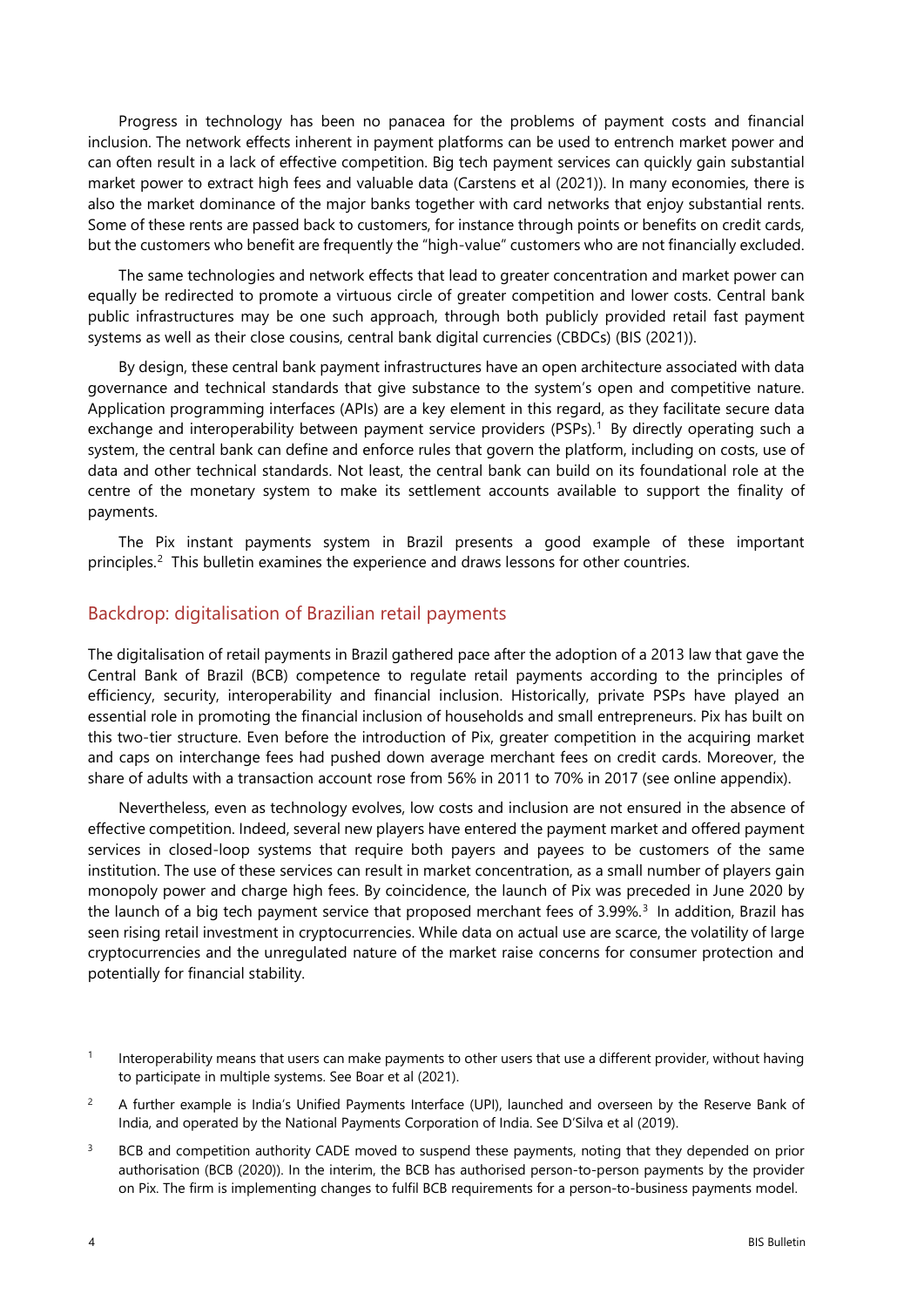Progress in technology has been no panacea for the problems of payment costs and financial inclusion. The network effects inherent in payment platforms can be used to entrench market power and can often result in a lack of effective competition. Big tech payment services can quickly gain substantial market power to extract high fees and valuable data (Carstens et al (2021)). In many economies, there is also the market dominance of the major banks together with card networks that enjoy substantial rents. Some of these rents are passed back to customers, for instance through points or benefits on credit cards, but the customers who benefit are frequently the "high-value" customers who are not financially excluded.

The same technologies and network effects that lead to greater concentration and market power can equally be redirected to promote a virtuous circle of greater competition and lower costs. Central bank public infrastructures may be one such approach, through both publicly provided retail fast payment systems as well as their close cousins, central bank digital currencies (CBDCs) (BIS (2021)).

By design, these central bank payment infrastructures have an open architecture associated with data governance and technical standards that give substance to the system's open and competitive nature. Application programming interfaces (APIs) are a key element in this regard, as they facilitate secure data exchange and interoperability between payment service providers (PSPs).[1] By directly operating such a system, the central bank can define and enforce rules that govern the platform, including on costs, use of data and other technical standards. Not least, the central bank can build on its foundational role at the centre of the monetary system to make its settlement accounts available to support the finality of payments.

The Pix instant payments system in Brazil presents a good example of these important principles.[2] This bulletin examines the experience and draws lessons for other countries.

## Backdrop: digitalisation of Brazilian retail payments

The digitalisation of retail payments in Brazil gathered pace after the adoption of a 2013 law that gave the Central Bank of Brazil (BCB) competence to regulate retail payments according to the principles of efficiency, security, interoperability and financial inclusion. Historically, private PSPs have played an essential role in promoting the financial inclusion of households and small entrepreneurs. Pix has built on this two-tier structure. Even before the introduction of Pix, greater competition in the acquiring market and caps on interchange fees had pushed down average merchant fees on credit cards. Moreover, the share of adults with a transaction account rose from 56% in 2011 to 70% in 2017 (see online appendix).

Nevertheless, even as technology evolves, low costs and inclusion are not ensured in the absence of effective competition. Indeed, several new players have entered the payment market and offered payment services in closed-loop systems that require both payers and payees to be customers of the same institution. The use of these services can result in market concentration, as a small number of players gain monopoly power and charge high fees. By coincidence, the launch of Pix was preceded in June 2020 by the launch of a big tech payment service that proposed merchant fees of 3.99%.[3] In addition, Brazil has seen rising retail investment in cryptocurrencies. While data on actual use are scarce, the volatility of large cryptocurrencies and the unregulated nature of the market raise concerns for consumer protection and potentially for financial stability.

---

[1] Interoperability means that users can make payments to other users that use a different provider, without having to participate in multiple systems. See Boar et al (2021).

[2] A further example is India's Unified Payments Interface (UPI), launched and overseen by the Reserve Bank of India, and operated by the National Payments Corporation of India. See D'Silva et al (2019).

[3] BCB and competition authority CADE moved to suspend these payments, noting that they depended on prior authorisation (BCB (2020)). In the interim, the BCB has authorised person-to-person payments by the provider on Pix. The firm is implementing changes to fulfil BCB requirements for a person-to-business payments model.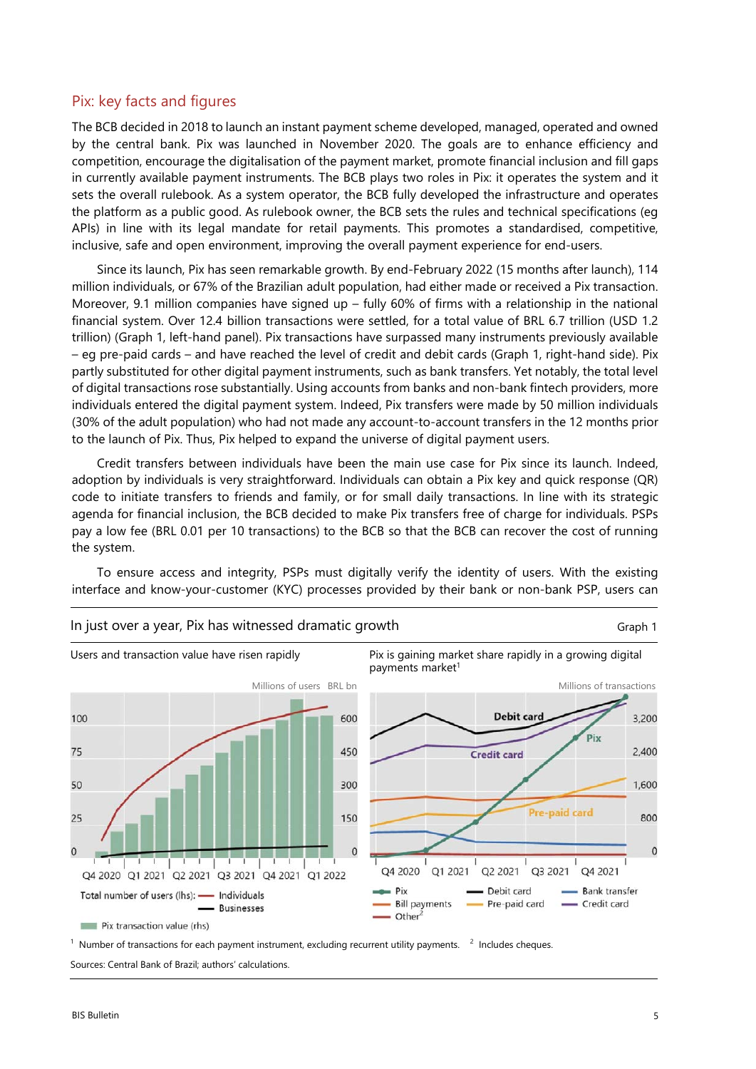## Pix: key facts and figures

The BCB decided in 2018 to launch an instant payment scheme developed, managed, operated and owned by the central bank. Pix was launched in November 2020. The goals are to enhance efficiency and competition, encourage the digitalisation of the payment market, promote financial inclusion and fill gaps in currently available payment instruments. The BCB plays two roles in Pix: it operates the system and it sets the overall rulebook. As a system operator, the BCB fully developed the infrastructure and operates the platform as a public good. As rulebook owner, the BCB sets the rules and technical specifications (eg APIs) in line with its legal mandate for retail payments. This promotes a standardised, competitive, inclusive, safe and open environment, improving the overall payment experience for end-users.

Since its launch, Pix has seen remarkable growth. By end-February 2022 (15 months after launch), 114 million individuals, or 67% of the Brazilian adult population, had either made or received a Pix transaction. Moreover, 9.1 million companies have signed up – fully 60% of firms with a relationship in the national financial system. Over 12.4 billion transactions were settled, for a total value of BRL 6.7 trillion (USD 1.2 trillion) (Graph 1, left-hand panel). Pix transactions have surpassed many instruments previously available – eg pre-paid cards – and have reached the level of credit and debit cards (Graph 1, right-hand side). Pix partly substituted for other digital payment instruments, such as bank transfers. Yet notably, the total level of digital transactions rose substantially. Using accounts from banks and non-bank fintech providers, more individuals entered the digital payment system. Indeed, Pix transfers were made by 50 million individuals (30% of the adult population) who had not made any account-to-account transfers in the 12 months prior to the launch of Pix. Thus, Pix helped to expand the universe of digital payment users.

Credit transfers between individuals have been the main use case for Pix since its launch. Indeed, adoption by individuals is very straightforward. Individuals can obtain a Pix key and quick response (QR) code to initiate transfers to friends and family, or for small daily transactions. In line with its strategic agenda for financial inclusion, the BCB decided to make Pix transfers free of charge for individuals. PSPs pay a low fee (BRL 0.01 per 10 transactions) to the BCB so that the BCB can recover the cost of running the system.

To ensure access and integrity, PSPs must digitally verify the identity of users. With the existing interface and know-your-customer (KYC) processes provided by their bank or non-bank PSP, users can

In just over a year, Pix has witnessed dramatic growth — Graph 1

Left-hand panel: Users and transaction value have risen rapidly (Millions of users; BRL bn). Legend: Total number of users (lhs): Individuals, Businesses; Pix transaction value (rhs).

Right-hand panel: Pix is gaining market share rapidly in a growing digital payments market[1] (Millions of transactions). Legend: Pix, Debit card, Bank transfer, Bill payments, Pre-paid card, Credit card, Other[2].

[1] Number of transactions for each payment instrument, excluding recurrent utility payments. [2] Includes cheques.

Sources: Central Bank of Brazil; authors' calculations.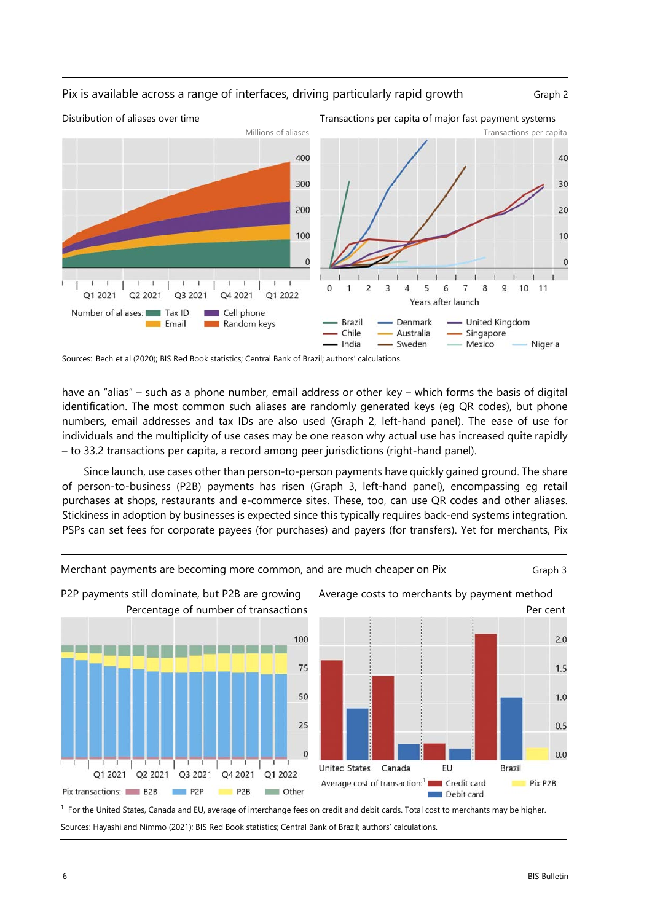Pix is available across a range of interfaces, driving particularly rapid growth — Graph 2

Distribution of aliases over time — Millions of aliases

Number of aliases: Tax ID; Email; Cell phone; Random keys

Transactions per capita of major fast payment systems — Transactions per capita

Years after launch

Brazil; Chile; India; Denmark; Australia; Sweden; United Kingdom; Singapore; Mexico; Nigeria

Sources: Bech et al (2020); BIS Red Book statistics; Central Bank of Brazil; authors' calculations.

have an "alias" – such as a phone number, email address or other key – which forms the basis of digital identification. The most common such aliases are randomly generated keys (eg QR codes), but phone numbers, email addresses and tax IDs are also used (Graph 2, left-hand panel). The ease of use for individuals and the multiplicity of use cases may be one reason why actual use has increased quite rapidly – to 33.2 transactions per capita, a record among peer jurisdictions (right-hand panel).

Since launch, use cases other than person-to-person payments have quickly gained ground. The share of person-to-business (P2B) payments has risen (Graph 3, left-hand panel), encompassing eg retail purchases at shops, restaurants and e-commerce sites. These, too, can use QR codes and other aliases. Stickiness in adoption by businesses is expected since this typically requires back-end systems integration. PSPs can set fees for corporate payees (for purchases) and payers (for transfers). Yet for merchants, Pix

Merchant payments are becoming more common, and are much cheaper on Pix — Graph 3

P2P payments still dominate, but P2B are growing — Percentage of number of transactions

Pix transactions: B2B; P2P; P2B; Other

Average costs to merchants by payment method — Per cent

Average cost of transaction:[1] Credit card; Debit card; Pix P2B

[1] For the United States, Canada and EU, average of interchange fees on credit and debit cards. Total cost to merchants may be higher.

Sources: Hayashi and Nimmo (2021); BIS Red Book statistics; Central Bank of Brazil; authors' calculations.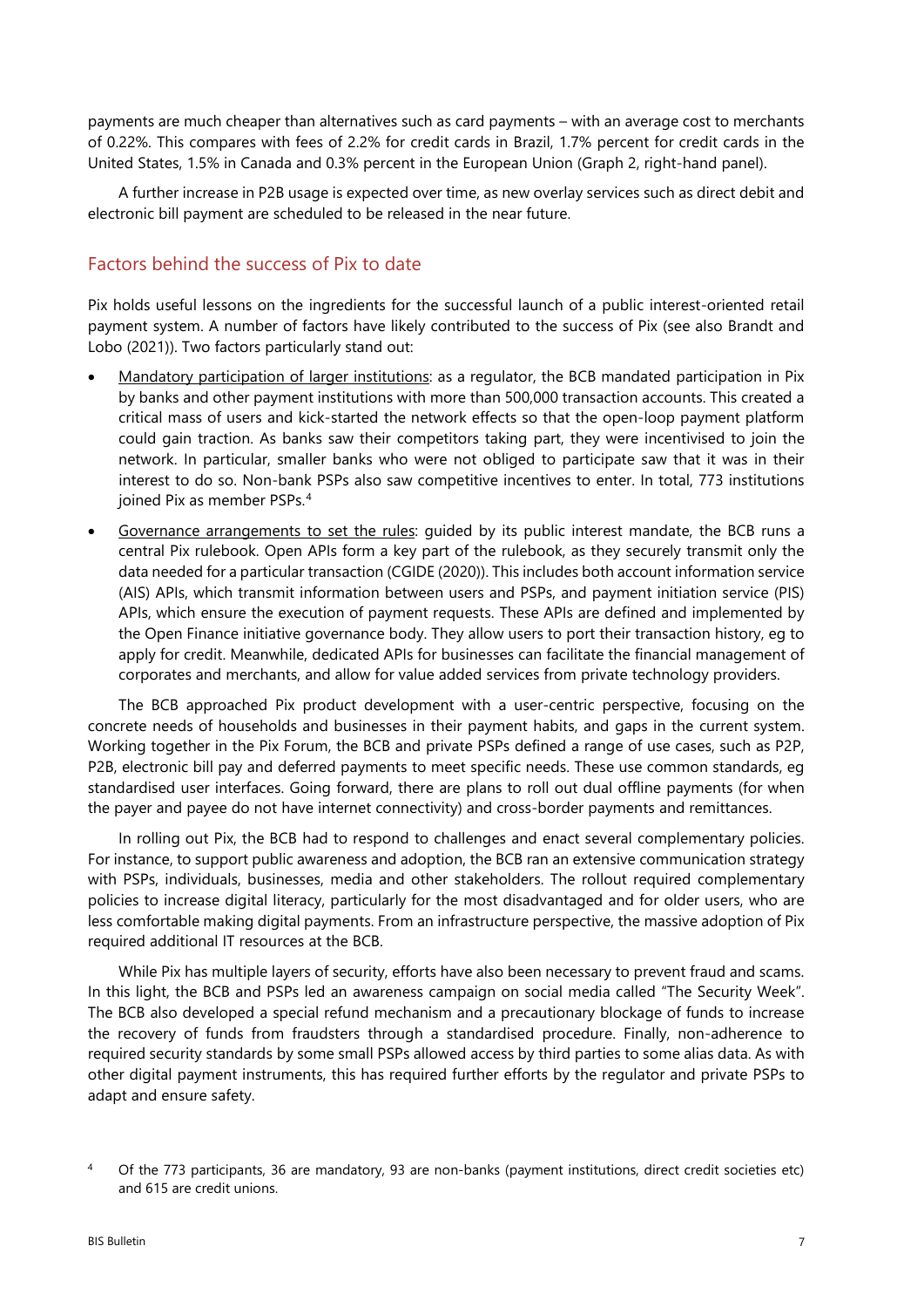payments are much cheaper than alternatives such as card payments – with an average cost to merchants of 0.22%. This compares with fees of 2.2% for credit cards in Brazil, 1.7% percent for credit cards in the United States, 1.5% in Canada and 0.3% percent in the European Union (Graph 2, right-hand panel).

A further increase in P2B usage is expected over time, as new overlay services such as direct debit and electronic bill payment are scheduled to be released in the near future.

## Factors behind the success of Pix to date

Pix holds useful lessons on the ingredients for the successful launch of a public interest-oriented retail payment system. A number of factors have likely contributed to the success of Pix (see also Brandt and Lobo (2021)). Two factors particularly stand out:

- Mandatory participation of larger institutions: as a regulator, the BCB mandated participation in Pix by banks and other payment institutions with more than 500,000 transaction accounts. This created a critical mass of users and kick-started the network effects so that the open-loop payment platform could gain traction. As banks saw their competitors taking part, they were incentivised to join the network. In particular, smaller banks who were not obliged to participate saw that it was in their interest to do so. Non-bank PSPs also saw competitive incentives to enter. In total, 773 institutions joined Pix as member PSPs.[4]
- Governance arrangements to set the rules: guided by its public interest mandate, the BCB runs a central Pix rulebook. Open APIs form a key part of the rulebook, as they securely transmit only the data needed for a particular transaction (CGIDE (2020)). This includes both account information service (AIS) APIs, which transmit information between users and PSPs, and payment initiation service (PIS) APIs, which ensure the execution of payment requests. These APIs are defined and implemented by the Open Finance initiative governance body. They allow users to port their transaction history, eg to apply for credit. Meanwhile, dedicated APIs for businesses can facilitate the financial management of corporates and merchants, and allow for value added services from private technology providers.

The BCB approached Pix product development with a user-centric perspective, focusing on the concrete needs of households and businesses in their payment habits, and gaps in the current system. Working together in the Pix Forum, the BCB and private PSPs defined a range of use cases, such as P2P, P2B, electronic bill pay and deferred payments to meet specific needs. These use common standards, eg standardised user interfaces. Going forward, there are plans to roll out dual offline payments (for when the payer and payee do not have internet connectivity) and cross-border payments and remittances.

In rolling out Pix, the BCB had to respond to challenges and enact several complementary policies. For instance, to support public awareness and adoption, the BCB ran an extensive communication strategy with PSPs, individuals, businesses, media and other stakeholders. The rollout required complementary policies to increase digital literacy, particularly for the most disadvantaged and for older users, who are less comfortable making digital payments. From an infrastructure perspective, the massive adoption of Pix required additional IT resources at the BCB.

While Pix has multiple layers of security, efforts have also been necessary to prevent fraud and scams. In this light, the BCB and PSPs led an awareness campaign on social media called "The Security Week". The BCB also developed a special refund mechanism and a precautionary blockage of funds to increase the recovery of funds from fraudsters through a standardised procedure. Finally, non-adherence to required security standards by some small PSPs allowed access by third parties to some alias data. As with other digital payment instruments, this has required further efforts by the regulator and private PSPs to adapt and ensure safety.

[4] Of the 773 participants, 36 are mandatory, 93 are non-banks (payment institutions, direct credit societies etc) and 615 are credit unions.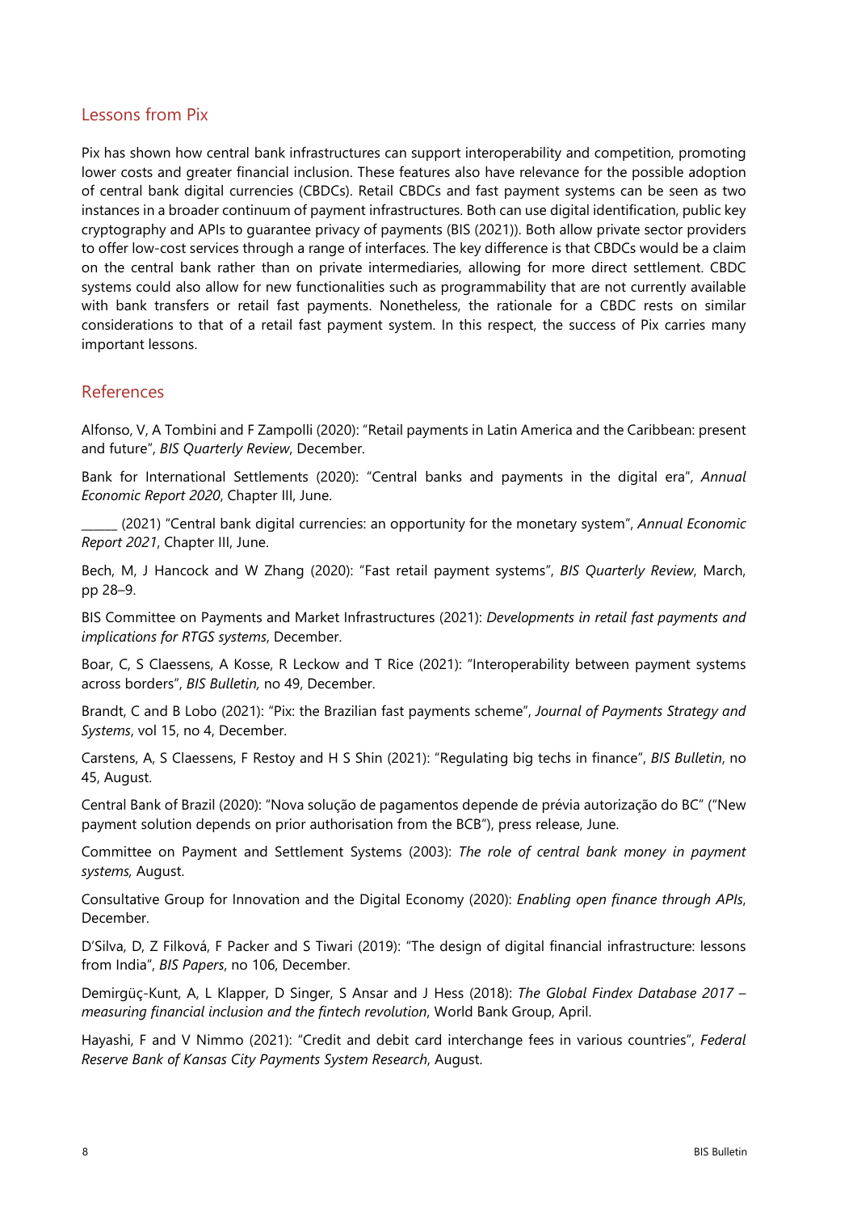## Lessons from Pix

Pix has shown how central bank infrastructures can support interoperability and competition, promoting lower costs and greater financial inclusion. These features also have relevance for the possible adoption of central bank digital currencies (CBDCs). Retail CBDCs and fast payment systems can be seen as two instances in a broader continuum of payment infrastructures. Both can use digital identification, public key cryptography and APIs to guarantee privacy of payments (BIS (2021)). Both allow private sector providers to offer low-cost services through a range of interfaces. The key difference is that CBDCs would be a claim on the central bank rather than on private intermediaries, allowing for more direct settlement. CBDC systems could also allow for new functionalities such as programmability that are not currently available with bank transfers or retail fast payments. Nonetheless, the rationale for a CBDC rests on similar considerations to that of a retail fast payment system. In this respect, the success of Pix carries many important lessons.

## References

Alfonso, V, A Tombini and F Zampolli (2020): "Retail payments in Latin America and the Caribbean: present and future", *BIS Quarterly Review*, December.

Bank for International Settlements (2020): "Central banks and payments in the digital era", *Annual Economic Report 2020*, Chapter III, June.

______ (2021) "Central bank digital currencies: an opportunity for the monetary system", *Annual Economic Report 2021*, Chapter III, June.

Bech, M, J Hancock and W Zhang (2020): "Fast retail payment systems", *BIS Quarterly Review*, March, pp 28–9.

BIS Committee on Payments and Market Infrastructures (2021): *Developments in retail fast payments and implications for RTGS systems*, December.

Boar, C, S Claessens, A Kosse, R Leckow and T Rice (2021): "Interoperability between payment systems across borders", *BIS Bulletin,* no 49, December.

Brandt, C and B Lobo (2021): "Pix: the Brazilian fast payments scheme", *Journal of Payments Strategy and Systems*, vol 15, no 4, December.

Carstens, A, S Claessens, F Restoy and H S Shin (2021): "Regulating big techs in finance", *BIS Bulletin*, no 45, August.

Central Bank of Brazil (2020): "Nova solução de pagamentos depende de prévia autorização do BC" ("New payment solution depends on prior authorisation from the BCB"), press release, June.

Committee on Payment and Settlement Systems (2003): *The role of central bank money in payment systems,* August.

Consultative Group for Innovation and the Digital Economy (2020): *Enabling open finance through APIs*, December.

D'Silva, D, Z Filková, F Packer and S Tiwari (2019): "The design of digital financial infrastructure: lessons from India", *BIS Papers*, no 106, December.

Demirgüç-Kunt, A, L Klapper, D Singer, S Ansar and J Hess (2018): *The Global Findex Database 2017 – measuring financial inclusion and the fintech revolution*, World Bank Group, April.

Hayashi, F and V Nimmo (2021): "Credit and debit card interchange fees in various countries", *Federal Reserve Bank of Kansas City Payments System Research*, August.